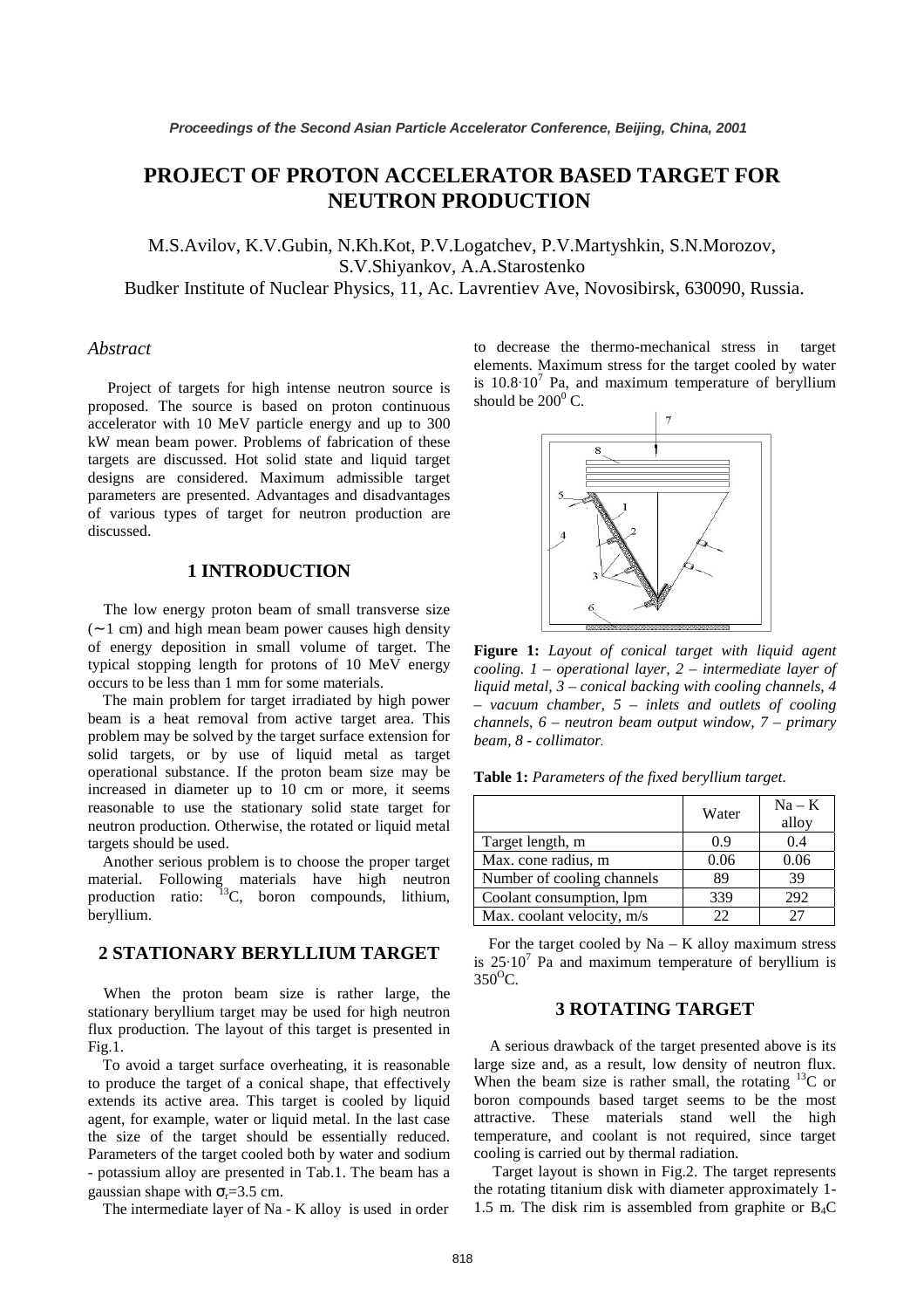# PROJECT OF PROTON ACCELERATOR BASED TARGET FOR NEUTRON PRODUCTION

M.S.Avilov, K.V.Gubin, N.Kh.Kot, P.V.Logatchev, P.V.Martyshkin, S.N.Morozov, S.V.Shiyankov, A.A.Starostenko

Budker Institute of Nuclear Physics, 11, Ac. Lavrentiev Ave, Novosibirsk, 630090, Russia.

## *Abstract*

Project of targets for high intense neutron source is proposed. The source is based on proton continuous accelerator with 10 MeV particle energy and up to 300 kW mean beam power. Problems of fabrication of these targets are discussed. Hot solid state and liquid target designs are considered. Maximum admissible target parameters are presented. Advantages and disadvantages of various types of target for neutron production are discussed.

## 1 INTRODUCTION

The low energy proton beam of small transverse size (∼1 cm) and high mean beam power causes high density of energy deposition in small volume of target. The typical stopping length for protons of 10 MeV energy occurs to be less than 1 mm for some materials.

The main problem for target irradiated by high power beam is a heat removal from active target area. This problem may be solved by the target surface extension for solid targets, or by use of liquid metal as target operational substance. If the proton beam size may be increased in diameter up to 10 cm or more, it seems reasonable to use the stationary solid state target for neutron production. Otherwise, the rotated or liquid metal targets should be used.

Another serious problem is to choose the proper target material. Following materials have high neutron production ratio: $^{13}C$, boron compounds, lithium, beryllium.

## 2 STATIONARY BERYLLIUM TARGET

When the proton beam size is rather large, the stationary beryllium target may be used for high neutron flux production. The layout of this target is presented in Fig.1.

To avoid a target surface overheating, it is reasonable to produce the target of a conical shape, that effectively extends its active area. This target is cooled by liquid agent, for example, water or liquid metal. In the last case the size of the target should be essentially reduced. Parameters of the target cooled both by water and sodium - potassium alloy are presented in Tab.1. The beam has a gaussian shape with $\sigma_r$=3.5 cm.

The intermediate layer of Na - K alloy is used in order to decrease the thermo-mechanical stress in target elements. Maximum stress for the target cooled by water is $10.8{\cdot}10^7$ Pa, and maximum temperature of beryllium should be $200^0$ C.

**Figure 1:** *Layout of conical target with liquid agent cooling. 1 – operational layer, 2 – intermediate layer of liquid metal, 3 – conical backing with cooling channels, 4 – vacuum chamber, 5 – inlets and outlets of cooling channels, 6 – neutron beam output window, 7 – primary beam, 8 - collimator.*

**Table 1:** *Parameters of the fixed beryllium target.*

| | Water | Na – K alloy |
|---|---|---|
| Target length, m | 0.9 | 0.4 |
| Max. cone radius, m | 0.06 | 0.06 |
| Number of cooling channels | 89 | 39 |
| Coolant consumption, lpm | 339 | 292 |
| Max. coolant velocity, m/s | 22 | 27 |

For the target cooled by Na – K alloy maximum stress is $25{\cdot}10^7$ Pa and maximum temperature of beryllium is $350^O$C.

## 3 ROTATING TARGET

A serious drawback of the target presented above is its large size and, as a result, low density of neutron flux. When the beam size is rather small, the rotating $^{13}C$ or boron compounds based target seems to be the most attractive. These materials stand well the high temperature, and coolant is not required, since target cooling is carried out by thermal radiation.

Target layout is shown in Fig.2. The target represents the rotating titanium disk with diameter approximately 1-1.5 m. The disk rim is assembled from graphite or $B_4C$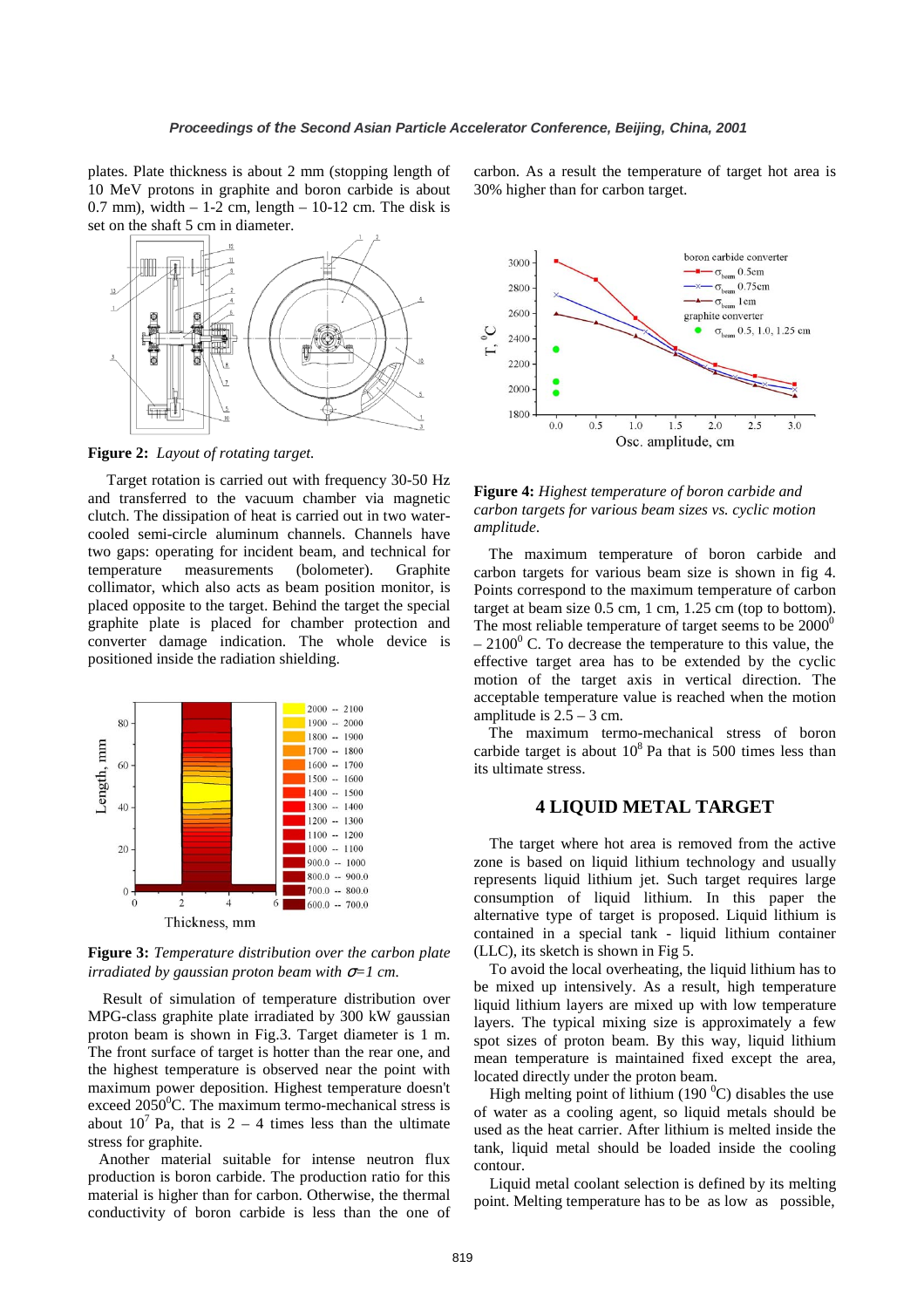plates. Plate thickness is about 2 mm (stopping length of 10 MeV protons in graphite and boron carbide is about 0.7 mm), width – 1-2 cm, length – 10-12 cm. The disk is set on the shaft 5 cm in diameter.

**Figure 2:** *Layout of rotating target.*

Target rotation is carried out with frequency 30-50 Hz and transferred to the vacuum chamber via magnetic clutch. The dissipation of heat is carried out in two water-cooled semi-circle aluminum channels. Channels have two gaps: operating for incident beam, and technical for temperature measurements (bolometer). Graphite collimator, which also acts as beam position monitor, is placed opposite to the target. Behind the target the special graphite plate is placed for chamber protection and converter damage indication. The whole device is positioned inside the radiation shielding.

**Figure 3:** *Temperature distribution over the carbon plate irradiated by gaussian proton beam with* $\sigma$*=1 cm.*

Result of simulation of temperature distribution over MPG-class graphite plate irradiated by 300 kW gaussian proton beam is shown in Fig.3. Target diameter is 1 m. The front surface of target is hotter than the rear one, and the highest temperature is observed near the point with maximum power deposition. Highest temperature doesn't exceed 2050$^0$C. The maximum termo-mechanical stress is about $10^7$ Pa, that is 2 – 4 times less than the ultimate stress for graphite.

Another material suitable for intense neutron flux production is boron carbide. The production ratio for this material is higher than for carbon. Otherwise, the thermal conductivity of boron carbide is less than the one of carbon. As a result the temperature of target hot area is 30% higher than for carbon target.

**Figure 4:** *Highest temperature of boron carbide and carbon targets for various beam sizes vs. cyclic motion amplitude.*

The maximum temperature of boron carbide and carbon targets for various beam size is shown in fig 4. Points correspond to the maximum temperature of carbon target at beam size 0.5 cm, 1 cm, 1.25 cm (top to bottom). The most reliable temperature of target seems to be 2000$^0$ – 2100$^0$ C. To decrease the temperature to this value, the effective target area has to be extended by the cyclic motion of the target axis in vertical direction. The acceptable temperature value is reached when the motion amplitude is 2.5 – 3 cm.

The maximum termo-mechanical stress of boron carbide target is about $10^8$ Pa that is 500 times less than its ultimate stress.

## 4 LIQUID METAL TARGET

The target where hot area is removed from the active zone is based on liquid lithium technology and usually represents liquid lithium jet. Such target requires large consumption of liquid lithium. In this paper the alternative type of target is proposed. Liquid lithium is contained in a special tank - liquid lithium container (LLC), its sketch is shown in Fig 5.

To avoid the local overheating, the liquid lithium has to be mixed up intensively. As a result, high temperature liquid lithium layers are mixed up with low temperature layers. The typical mixing size is approximately a few spot sizes of proton beam. By this way, liquid lithium mean temperature is maintained fixed except the area, located directly under the proton beam.

High melting point of lithium (190 $^0$C) disables the use of water as a cooling agent, so liquid metals should be used as the heat carrier. After lithium is melted inside the tank, liquid metal should be loaded inside the cooling contour.

Liquid metal coolant selection is defined by its melting point. Melting temperature has to be as low as possible,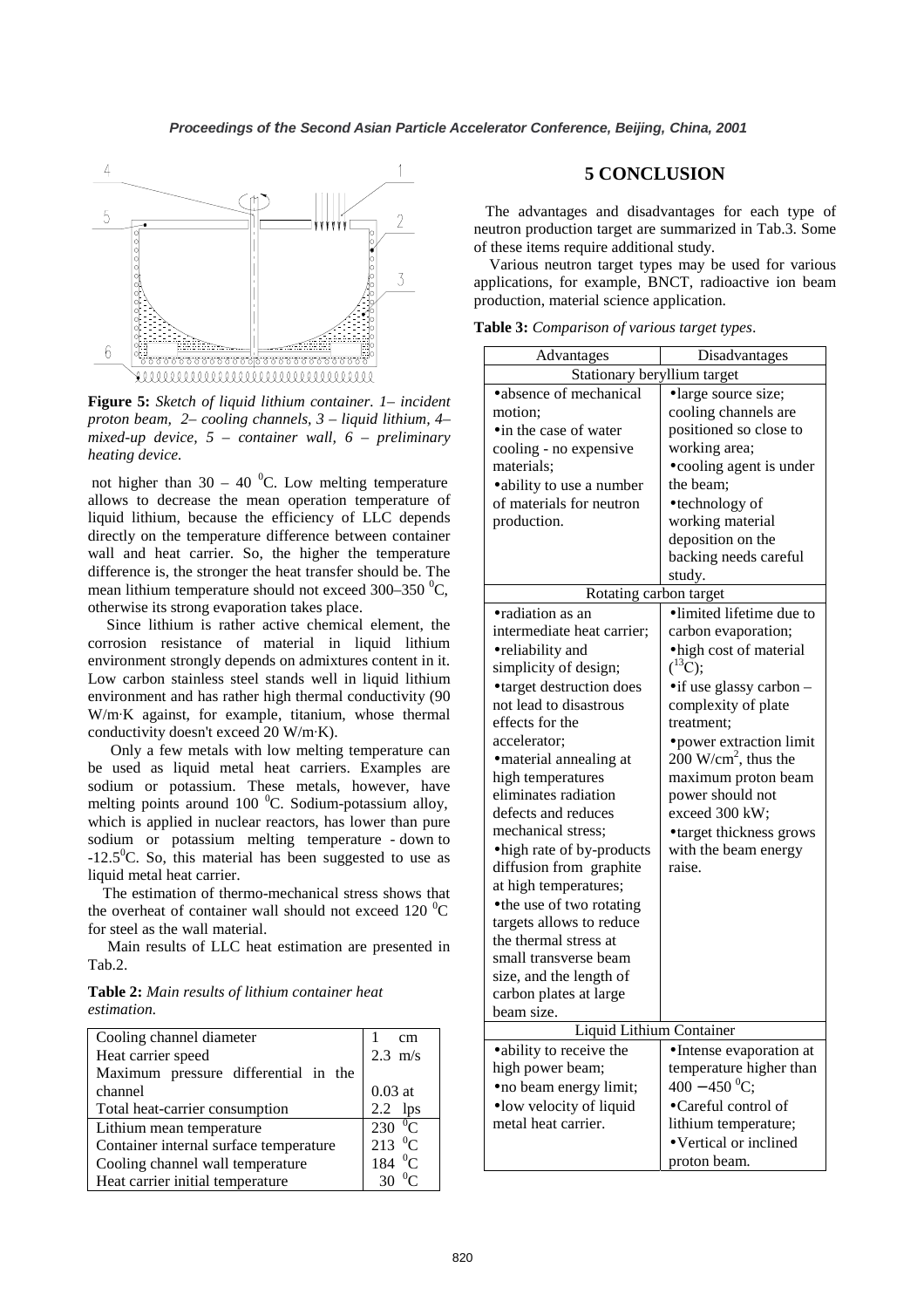Figure 5: *Sketch of liquid lithium container. 1– incident proton beam, 2– cooling channels, 3 – liquid lithium, 4– mixed-up device, 5 – container wall, 6 – preliminary heating device.*

not higher than 30 – 40 $^0$C. Low melting temperature allows to decrease the mean operation temperature of liquid lithium, because the efficiency of LLC depends directly on the temperature difference between container wall and heat carrier. So, the higher the temperature difference is, the stronger the heat transfer should be. The mean lithium temperature should not exceed 300–350 $^0$C, otherwise its strong evaporation takes place.

Since lithium is rather active chemical element, the corrosion resistance of material in liquid lithium environment strongly depends on admixtures content in it. Low carbon stainless steel stands well in liquid lithium environment and has rather high thermal conductivity (90 W/m·K against, for example, titanium, whose thermal conductivity doesn't exceed 20 W/m·K).

Only a few metals with low melting temperature can be used as liquid metal heat carriers. Examples are sodium or potassium. These metals, however, have melting points around 100 $^0$C. Sodium-potassium alloy, which is applied in nuclear reactors, has lower than pure sodium or potassium melting temperature - down to -12.5$^0$C. So, this material has been suggested to use as liquid metal heat carrier.

The estimation of thermo-mechanical stress shows that the overheat of container wall should not exceed 120 $^0$C for steel as the wall material.

Main results of LLC heat estimation are presented in Tab.2.

**Table 2:** *Main results of lithium container heat estimation.*

| | |
|---|---|
| Cooling channel diameter | 1 cm |
| Heat carrier speed | 2.3 m/s |
| Maximum pressure differential in the channel | 0.03 at |
| Total heat-carrier consumption | 2.2 lps |
| Lithium mean temperature | 230 $^0$C |
| Container internal surface temperature | 213 $^0$C |
| Cooling channel wall temperature | 184 $^0$C |
| Heat carrier initial temperature | 30 $^0$C |

## 5 CONCLUSION

The advantages and disadvantages for each type of neutron production target are summarized in Tab.3. Some of these items require additional study.

Various neutron target types may be used for various applications, for example, BNCT, radioactive ion beam production, material science application.

**Table 3:** *Comparison of various target types.*

| Advantages | Disadvantages |
|---|---|
| Stationary beryllium target | |
| • absence of mechanical motion;<br>• in the case of water cooling - no expensive materials;<br>• ability to use a number of materials for neutron production. | • large source size; cooling channels are positioned so close to working area;<br>• cooling agent is under the beam;<br>• technology of working material deposition on the backing needs careful study. |
| Rotating carbon target | |
| • radiation as an intermediate heat carrier;<br>• reliability and simplicity of design;<br>• target destruction does not lead to disastrous effects for the accelerator;<br>• material annealing at high temperatures eliminates radiation defects and reduces mechanical stress;<br>• high rate of by-products diffusion from graphite at high temperatures;<br>• the use of two rotating targets allows to reduce the thermal stress at small transverse beam size, and the length of carbon plates at large beam size. | • limited lifetime due to carbon evaporation;<br>• high cost of material ($^{13}$C);<br>• if use glassy carbon – complexity of plate treatment;<br>• power extraction limit 200 W/cm$^2$, thus the maximum proton beam power should not exceed 300 kW;<br>• target thickness grows with the beam energy raise. |
| Liquid Lithium Container | |
| • ability to receive the high power beam;<br>• no beam energy limit;<br>• low velocity of liquid metal heat carrier. | • Intense evaporation at temperature higher than 400 – 450 $^0$C;<br>• Careful control of lithium temperature;<br>• Vertical or inclined proton beam. |